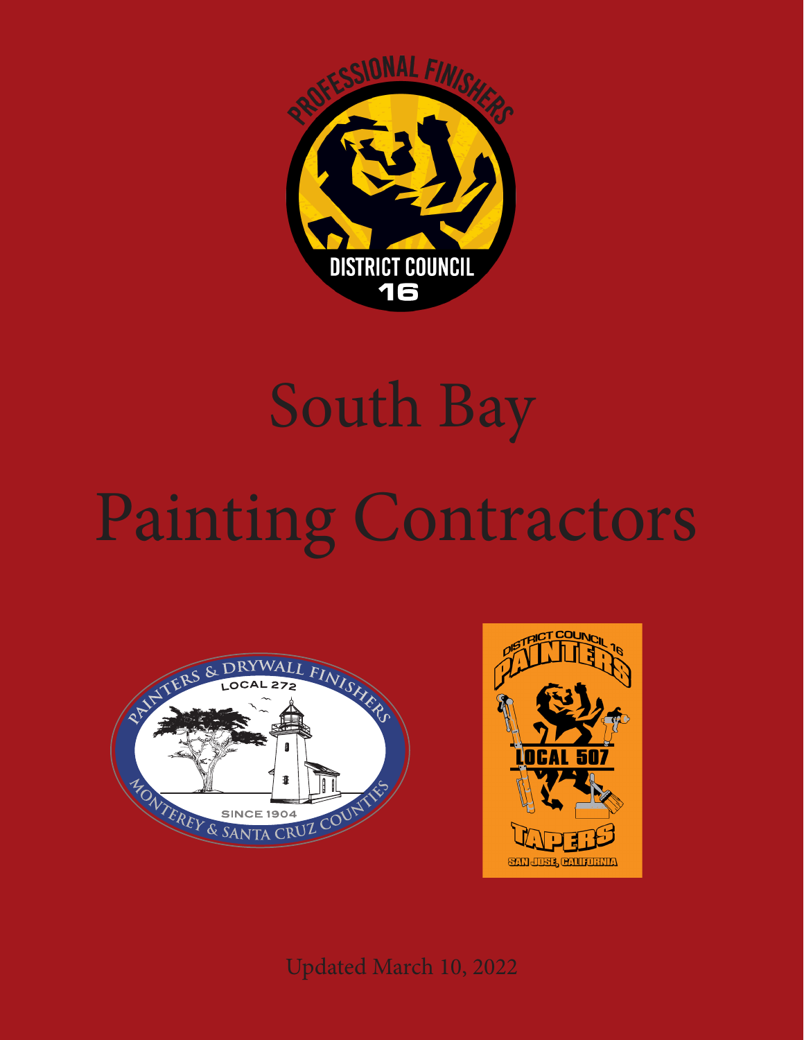# South Bay

# Painting Contractors

Updated March 10, 2022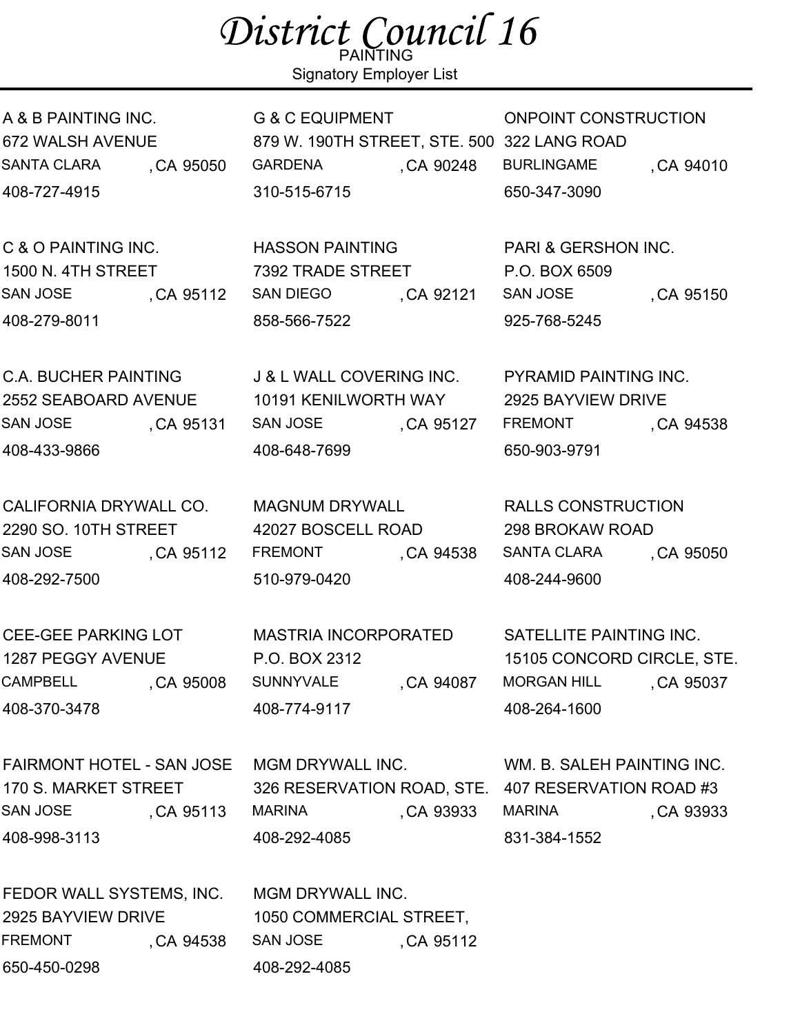# *District Council 16*

PAINTING

Signatory Employer List

A & B PAINTING INC.
672 WALSH AVENUE
SANTA CLARA , CA 95050
408-727-4915

C & O PAINTING INC.
1500 N. 4TH STREET
SAN JOSE , CA 95112
408-279-8011

C.A. BUCHER PAINTING
2552 SEABOARD AVENUE
SAN JOSE , CA 95131
408-433-9866

CALIFORNIA DRYWALL CO.
2290 SO. 10TH STREET
SAN JOSE , CA 95112
408-292-7500

CEE-GEE PARKING LOT
1287 PEGGY AVENUE
CAMPBELL , CA 95008
408-370-3478

FAIRMONT HOTEL - SAN JOSE
170 S. MARKET STREET
SAN JOSE , CA 95113
408-998-3113

FEDOR WALL SYSTEMS, INC.
2925 BAYVIEW DRIVE
FREMONT , CA 94538
650-450-0298

G & C EQUIPMENT
879 W. 190TH STREET, STE. 500
GARDENA , CA 90248
310-515-6715

HASSON PAINTING
7392 TRADE STREET
SAN DIEGO , CA 92121
858-566-7522

J & L WALL COVERING INC.
10191 KENILWORTH WAY
SAN JOSE , CA 95127
408-648-7699

MAGNUM DRYWALL
42027 BOSCELL ROAD
FREMONT , CA 94538
510-979-0420

MASTRIA INCORPORATED
P.O. BOX 2312
SUNNYVALE , CA 94087
408-774-9117

MGM DRYWALL INC.
326 RESERVATION ROAD, STE.
MARINA , CA 93933
408-292-4085

MGM DRYWALL INC.
1050 COMMERCIAL STREET,
SAN JOSE , CA 95112
408-292-4085

ONPOINT CONSTRUCTION
322 LANG ROAD
BURLINGAME , CA 94010
650-347-3090

PARI & GERSHON INC.
P.O. BOX 6509
SAN JOSE , CA 95150
925-768-5245

PYRAMID PAINTING INC.
2925 BAYVIEW DRIVE
FREMONT , CA 94538
650-903-9791

RALLS CONSTRUCTION
298 BROKAW ROAD
SANTA CLARA , CA 95050
408-244-9600

SATELLITE PAINTING INC.
15105 CONCORD CIRCLE, STE.
MORGAN HILL , CA 95037
408-264-1600

WM. B. SALEH PAINTING INC.
407 RESERVATION ROAD #3
MARINA , CA 93933
831-384-1552